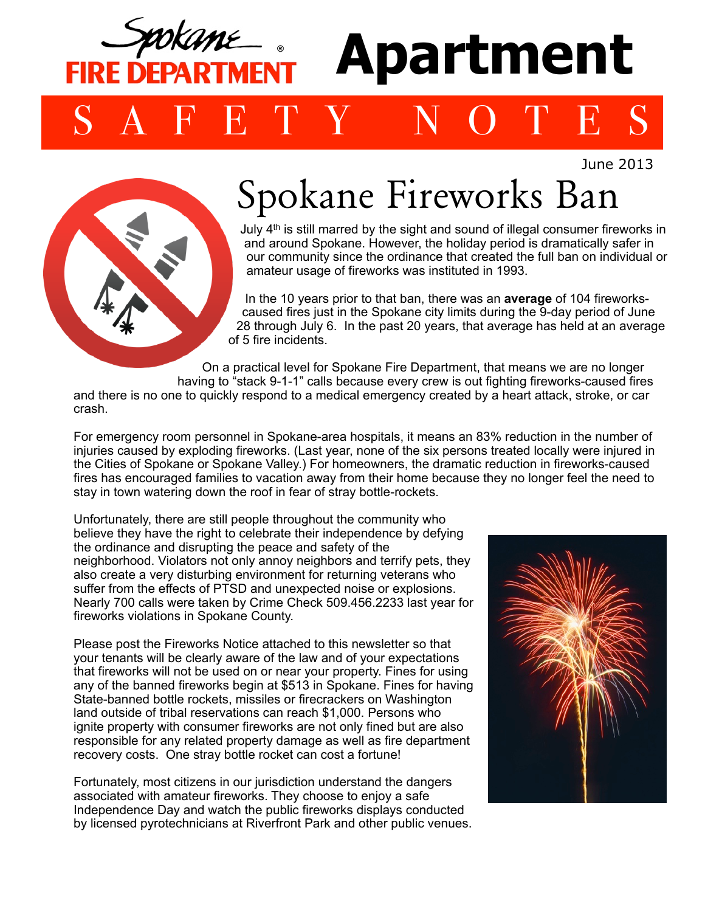Spokane FIRE DEPARTMENT®

# Apartment SAFETY NOTES

June 2013

## Spokane Fireworks Ban

July 4th is still marred by the sight and sound of illegal consumer fireworks in and around Spokane. However, the holiday period is dramatically safer in our community since the ordinance that created the full ban on individual or amateur usage of fireworks was instituted in 1993.

In the 10 years prior to that ban, there was an **average** of 104 fireworks-caused fires just in the Spokane city limits during the 9-day period of June 28 through July 6. In the past 20 years, that average has held at an average of 5 fire incidents.

On a practical level for Spokane Fire Department, that means we are no longer having to "stack 9-1-1" calls because every crew is out fighting fireworks-caused fires and there is no one to quickly respond to a medical emergency created by a heart attack, stroke, or car crash.

For emergency room personnel in Spokane-area hospitals, it means an 83% reduction in the number of injuries caused by exploding fireworks. (Last year, none of the six persons treated locally were injured in the Cities of Spokane or Spokane Valley.) For homeowners, the dramatic reduction in fireworks-caused fires has encouraged families to vacation away from their home because they no longer feel the need to stay in town watering down the roof in fear of stray bottle-rockets.

Unfortunately, there are still people throughout the community who believe they have the right to celebrate their independence by defying the ordinance and disrupting the peace and safety of the neighborhood. Violators not only annoy neighbors and terrify pets, they also create a very disturbing environment for returning veterans who suffer from the effects of PTSD and unexpected noise or explosions. Nearly 700 calls were taken by Crime Check 509.456.2233 last year for fireworks violations in Spokane County.

Please post the Fireworks Notice attached to this newsletter so that your tenants will be clearly aware of the law and of your expectations that fireworks will not be used on or near your property. Fines for using any of the banned fireworks begin at $513 in Spokane. Fines for having State-banned bottle rockets, missiles or firecrackers on Washington land outside of tribal reservations can reach $1,000. Persons who ignite property with consumer fireworks are not only fined but are also responsible for any related property damage as well as fire department recovery costs. One stray bottle rocket can cost a fortune!

Fortunately, most citizens in our jurisdiction understand the dangers associated with amateur fireworks. They choose to enjoy a safe Independence Day and watch the public fireworks displays conducted by licensed pyrotechnicians at Riverfront Park and other public venues.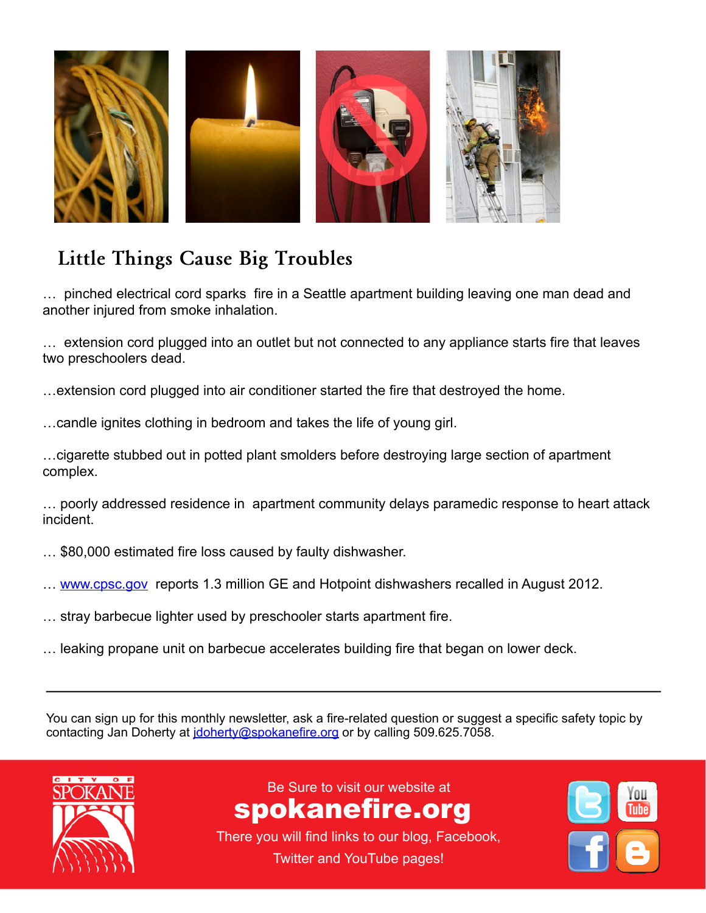## Little Things Cause Big Troubles

… pinched electrical cord sparks fire in a Seattle apartment building leaving one man dead and another injured from smoke inhalation.

… extension cord plugged into an outlet but not connected to any appliance starts fire that leaves two preschoolers dead.

…extension cord plugged into air conditioner started the fire that destroyed the home.

…candle ignites clothing in bedroom and takes the life of young girl.

…cigarette stubbed out in potted plant smolders before destroying large section of apartment complex.

… poorly addressed residence in apartment community delays paramedic response to heart attack incident.

… $80,000 estimated fire loss caused by faulty dishwasher.

… www.cpsc.gov reports 1.3 million GE and Hotpoint dishwashers recalled in August 2012.

… stray barbecue lighter used by preschooler starts apartment fire.

… leaking propane unit on barbecue accelerates building fire that began on lower deck.

---

You can sign up for this monthly newsletter, ask a fire-related question or suggest a specific safety topic by contacting Jan Doherty at jdoherty@spokanefire.org or by calling 509.625.7058.

CITY OF SPOKANE

Be Sure to visit our website at

**spokanefire.org**

There you will find links to our blog, Facebook, Twitter and YouTube pages!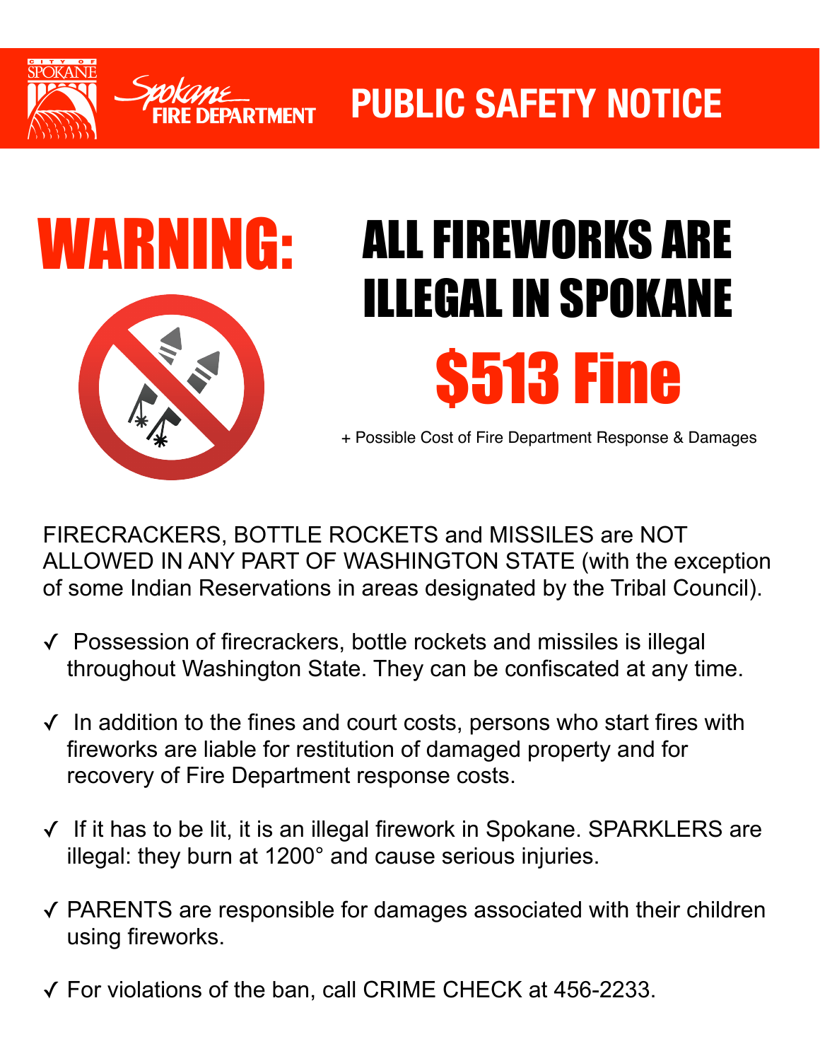CITY OF SPOKANE

Spokane FIRE DEPARTMENT

# PUBLIC SAFETY NOTICE

# WARNING: ALL FIREWORKS ARE ILLEGAL IN SPOKANE

## $513 Fine

+ Possible Cost of Fire Department Response & Damages

FIRECRACKERS, BOTTLE ROCKETS and MISSILES are NOT ALLOWED IN ANY PART OF WASHINGTON STATE (with the exception of some Indian Reservations in areas designated by the Tribal Council).

- ✓ Possession of firecrackers, bottle rockets and missiles is illegal throughout Washington State. They can be confiscated at any time.
- ✓ In addition to the fines and court costs, persons who start fires with fireworks are liable for restitution of damaged property and for recovery of Fire Department response costs.
- ✓ If it has to be lit, it is an illegal firework in Spokane. SPARKLERS are illegal: they burn at 1200° and cause serious injuries.
- ✓ PARENTS are responsible for damages associated with their children using fireworks.
- ✓ For violations of the ban, call CRIME CHECK at 456-2233.